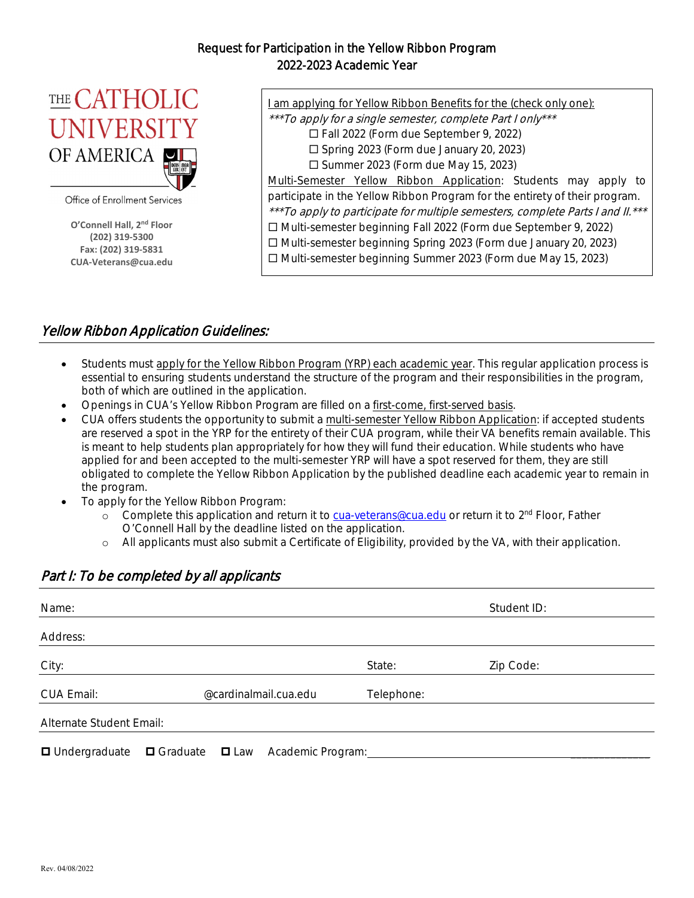# Request for Participation in the Yellow Ribbon Program
## 2022-2023 Academic Year

THE CATHOLIC UNIVERSITY OF AMERICA

Office of Enrollment Services

**O'Connell Hall, 2nd Floor**
**(202) 319-5300**
**Fax: (202) 319-5831**
**CUA-Veterans@cua.edu**

I am applying for Yellow Ribbon Benefits for the (check only one):

****To apply for a single semester, complete Part I only****

- ☐ Fall 2022 (Form due September 9, 2022)
- ☐ Spring 2023 (Form due January 20, 2023)
- ☐ Summer 2023 (Form due May 15, 2023)

Multi-Semester Yellow Ribbon Application: Students may apply to participate in the Yellow Ribbon Program for the entirety of their program.

****To apply to participate for multiple semesters, complete Parts I and II.****

- ☐ Multi-semester beginning Fall 2022 (Form due September 9, 2022)
- ☐ Multi-semester beginning Spring 2023 (Form due January 20, 2023)
- ☐ Multi-semester beginning Summer 2023 (Form due May 15, 2023)

## *Yellow Ribbon Application Guidelines:*

- Students must apply for the Yellow Ribbon Program (YRP) each academic year. This regular application process is essential to ensuring students understand the structure of the program and their responsibilities in the program, both of which are outlined in the application.
- Openings in CUA's Yellow Ribbon Program are filled on a first-come, first-served basis.
- CUA offers students the opportunity to submit a multi-semester Yellow Ribbon Application: if accepted students are reserved a spot in the YRP for the entirety of their CUA program, while their VA benefits remain available. This is meant to help students plan appropriately for how they will fund their education. While students who have applied for and been accepted to the multi-semester YRP will have a spot reserved for them, they are still obligated to complete the Yellow Ribbon Application by the published deadline each academic year to remain in the program.
- To apply for the Yellow Ribbon Program:
  - Complete this application and return it to cua-veterans@cua.edu or return it to 2nd Floor, Father O'Connell Hall by the deadline listed on the application.
  - All applicants must also submit a Certificate of Eligibility, provided by the VA, with their application.

## *Part I: To be completed by all applicants*

Name: Student ID:

Address:

City: State: Zip Code:

CUA Email: @cardinalmail.cua.edu Telephone:

Alternate Student Email:

☐ Undergraduate ☐ Graduate ☐ Law Academic Program: ____________________

Rev. 04/08/2022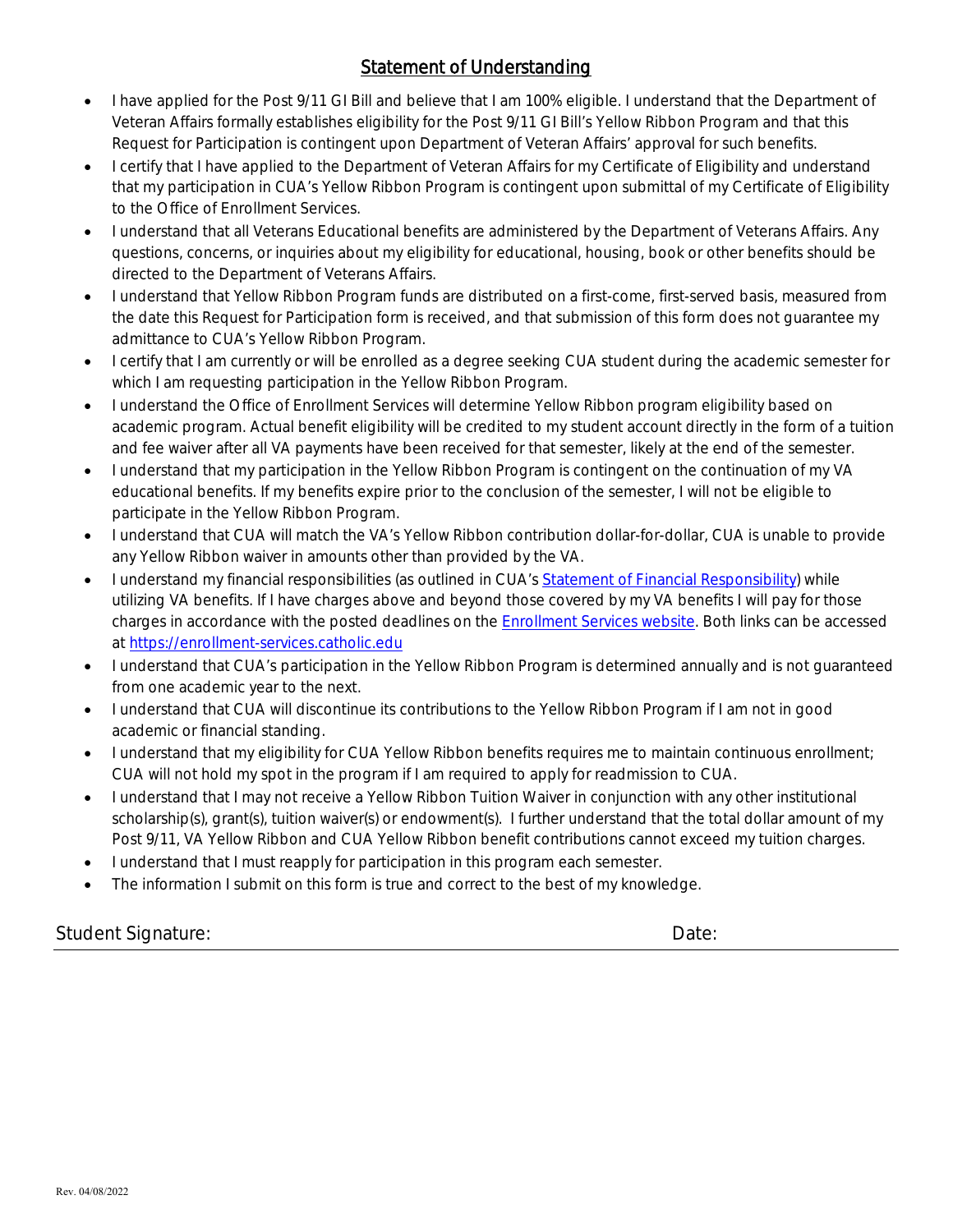## Statement of Understanding

- I have applied for the Post 9/11 GI Bill and believe that I am 100% eligible. I understand that the Department of Veteran Affairs formally establishes eligibility for the Post 9/11 GI Bill's Yellow Ribbon Program and that this Request for Participation is contingent upon Department of Veteran Affairs' approval for such benefits.
- I certify that I have applied to the Department of Veteran Affairs for my Certificate of Eligibility and understand that my participation in CUA's Yellow Ribbon Program is contingent upon submittal of my Certificate of Eligibility to the Office of Enrollment Services.
- I understand that all Veterans Educational benefits are administered by the Department of Veterans Affairs. Any questions, concerns, or inquiries about my eligibility for educational, housing, book or other benefits should be directed to the Department of Veterans Affairs.
- I understand that Yellow Ribbon Program funds are distributed on a first-come, first-served basis, measured from the date this Request for Participation form is received, and that submission of this form does not guarantee my admittance to CUA's Yellow Ribbon Program.
- I certify that I am currently or will be enrolled as a degree seeking CUA student during the academic semester for which I am requesting participation in the Yellow Ribbon Program.
- I understand the Office of Enrollment Services will determine Yellow Ribbon program eligibility based on academic program. Actual benefit eligibility will be credited to my student account directly in the form of a tuition and fee waiver after all VA payments have been received for that semester, likely at the end of the semester.
- I understand that my participation in the Yellow Ribbon Program is contingent on the continuation of my VA educational benefits. If my benefits expire prior to the conclusion of the semester, I will not be eligible to participate in the Yellow Ribbon Program.
- I understand that CUA will match the VA's Yellow Ribbon contribution dollar-for-dollar, CUA is unable to provide any Yellow Ribbon waiver in amounts other than provided by the VA.
- I understand my financial responsibilities (as outlined in CUA's Statement of Financial Responsibility) while utilizing VA benefits. If I have charges above and beyond those covered by my VA benefits I will pay for those charges in accordance with the posted deadlines on the Enrollment Services website. Both links can be accessed at https://enrollment-services.catholic.edu
- I understand that CUA's participation in the Yellow Ribbon Program is determined annually and is not guaranteed from one academic year to the next.
- I understand that CUA will discontinue its contributions to the Yellow Ribbon Program if I am not in good academic or financial standing.
- I understand that my eligibility for CUA Yellow Ribbon benefits requires me to maintain continuous enrollment; CUA will not hold my spot in the program if I am required to apply for readmission to CUA.
- I understand that I may not receive a Yellow Ribbon Tuition Waiver in conjunction with any other institutional scholarship(s), grant(s), tuition waiver(s) or endowment(s). I further understand that the total dollar amount of my Post 9/11, VA Yellow Ribbon and CUA Yellow Ribbon benefit contributions cannot exceed my tuition charges.
- I understand that I must reapply for participation in this program each semester.
- The information I submit on this form is true and correct to the best of my knowledge.

Student Signature: Date:

Rev. 04/08/2022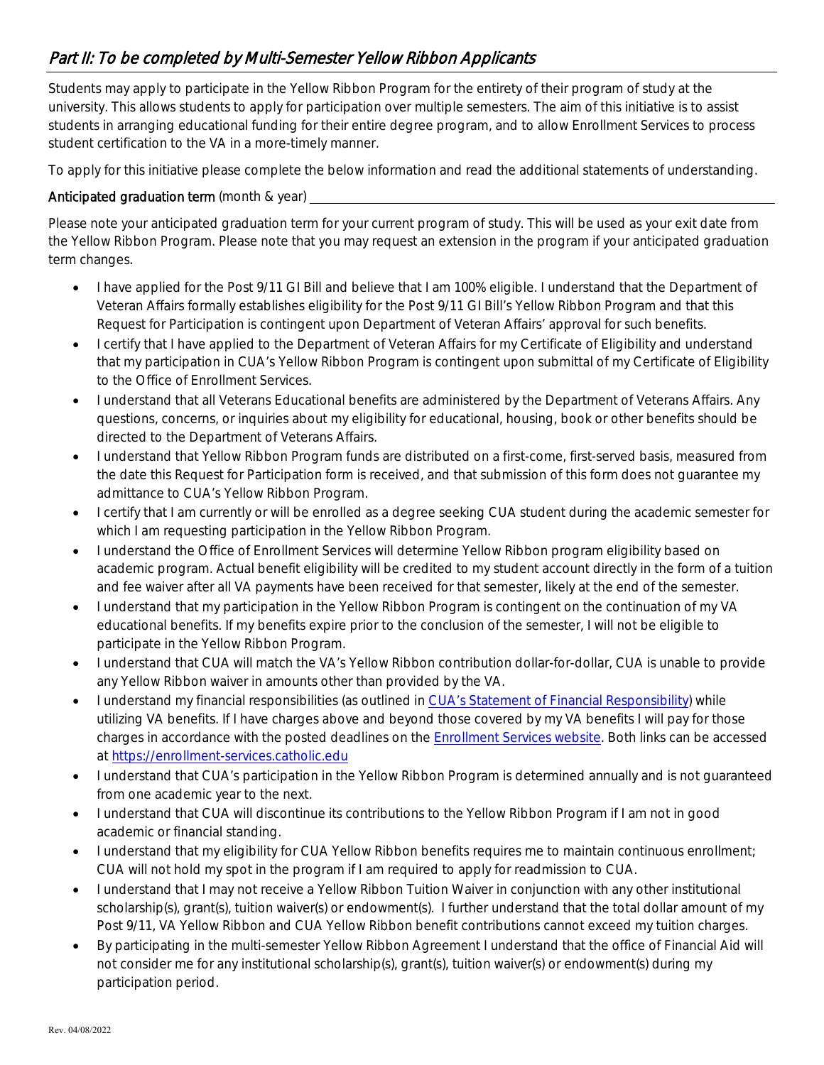## *Part II: To be completed by Multi-Semester Yellow Ribbon Applicants*

Students may apply to participate in the Yellow Ribbon Program for the entirety of their program of study at the university. This allows students to apply for participation over multiple semesters. The aim of this initiative is to assist students in arranging educational funding for their entire degree program, and to allow Enrollment Services to process student certification to the VA in a more-timely manner.

To apply for this initiative please complete the below information and read the additional statements of understanding.

**Anticipated graduation term** (month & year) ______________________________

Please note your anticipated graduation term for your current program of study. This will be used as your exit date from the Yellow Ribbon Program. Please note that you may request an extension in the program if your anticipated graduation term changes.

- I have applied for the Post 9/11 GI Bill and believe that I am 100% eligible. I understand that the Department of Veteran Affairs formally establishes eligibility for the Post 9/11 GI Bill's Yellow Ribbon Program and that this Request for Participation is contingent upon Department of Veteran Affairs' approval for such benefits.
- I certify that I have applied to the Department of Veteran Affairs for my Certificate of Eligibility and understand that my participation in CUA's Yellow Ribbon Program is contingent upon submittal of my Certificate of Eligibility to the Office of Enrollment Services.
- I understand that all Veterans Educational benefits are administered by the Department of Veterans Affairs. Any questions, concerns, or inquiries about my eligibility for educational, housing, book or other benefits should be directed to the Department of Veterans Affairs.
- I understand that Yellow Ribbon Program funds are distributed on a first-come, first-served basis, measured from the date this Request for Participation form is received, and that submission of this form does not guarantee my admittance to CUA's Yellow Ribbon Program.
- I certify that I am currently or will be enrolled as a degree seeking CUA student during the academic semester for which I am requesting participation in the Yellow Ribbon Program.
- I understand the Office of Enrollment Services will determine Yellow Ribbon program eligibility based on academic program. Actual benefit eligibility will be credited to my student account directly in the form of a tuition and fee waiver after all VA payments have been received for that semester, likely at the end of the semester.
- I understand that my participation in the Yellow Ribbon Program is contingent on the continuation of my VA educational benefits. If my benefits expire prior to the conclusion of the semester, I will not be eligible to participate in the Yellow Ribbon Program.
- I understand that CUA will match the VA's Yellow Ribbon contribution dollar-for-dollar, CUA is unable to provide any Yellow Ribbon waiver in amounts other than provided by the VA.
- I understand my financial responsibilities (as outlined in CUA's Statement of Financial Responsibility) while utilizing VA benefits. If I have charges above and beyond those covered by my VA benefits I will pay for those charges in accordance with the posted deadlines on the Enrollment Services website. Both links can be accessed at https://enrollment-services.catholic.edu
- I understand that CUA's participation in the Yellow Ribbon Program is determined annually and is not guaranteed from one academic year to the next.
- I understand that CUA will discontinue its contributions to the Yellow Ribbon Program if I am not in good academic or financial standing.
- I understand that my eligibility for CUA Yellow Ribbon benefits requires me to maintain continuous enrollment; CUA will not hold my spot in the program if I am required to apply for readmission to CUA.
- I understand that I may not receive a Yellow Ribbon Tuition Waiver in conjunction with any other institutional scholarship(s), grant(s), tuition waiver(s) or endowment(s). I further understand that the total dollar amount of my Post 9/11, VA Yellow Ribbon and CUA Yellow Ribbon benefit contributions cannot exceed my tuition charges.
- By participating in the multi-semester Yellow Ribbon Agreement I understand that the office of Financial Aid will not consider me for any institutional scholarship(s), grant(s), tuition waiver(s) or endowment(s) during my participation period.

Rev. 04/08/2022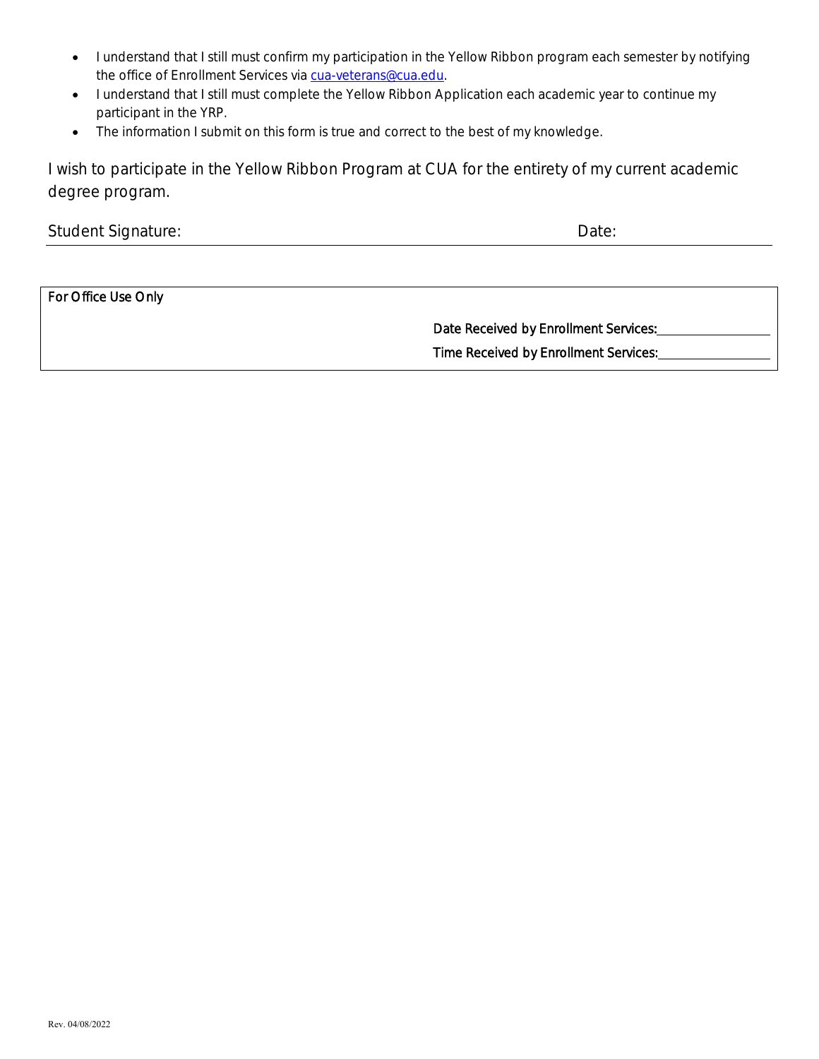- I understand that I still must confirm my participation in the Yellow Ribbon program each semester by notifying the office of Enrollment Services via cua-veterans@cua.edu.
- I understand that I still must complete the Yellow Ribbon Application each academic year to continue my participant in the YRP.
- The information I submit on this form is true and correct to the best of my knowledge.

I wish to participate in the Yellow Ribbon Program at CUA for the entirety of my current academic degree program.

Student Signature: ______________________________ Date: ______________

For Office Use Only

Date Received by Enrollment Services: ______________

Time Received by Enrollment Services: ______________

Rev. 04/08/2022